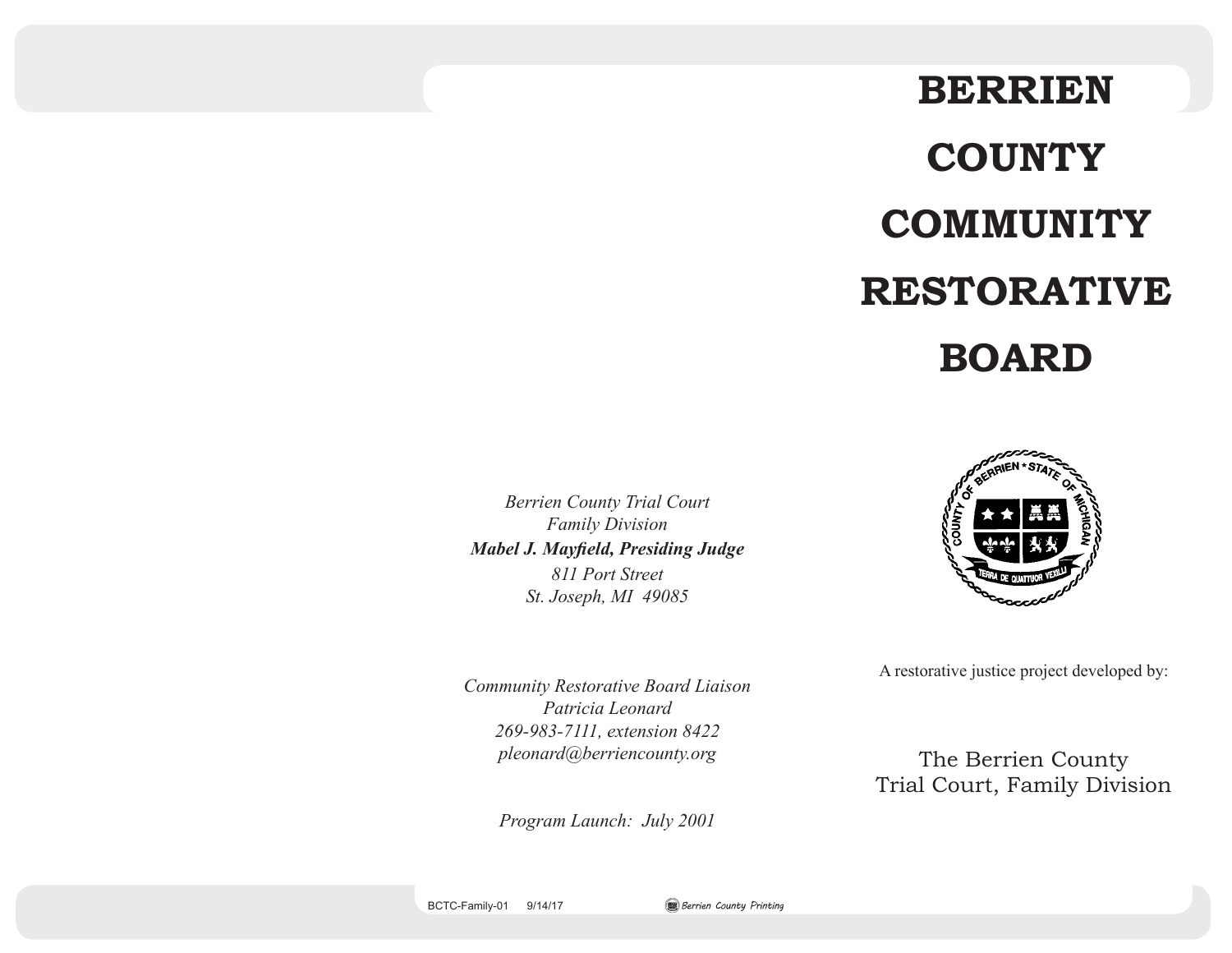# BERRIEN COUNTY COMMUNITY RESTORATIVE BOARD

*Berrien County Trial Court*
*Family Division*
***Mabel J. Mayfield, Presiding Judge***
*811 Port Street*
*St. Joseph, MI 49085*

*Community Restorative Board Liaison*
*Patricia Leonard*
*269-983-7111, extension 8422*
*pleonard@berriencounty.org*

*Program Launch: July 2001*

A restorative justice project developed by:

The Berrien County
Trial Court, Family Division

BCTC-Family-01 9/14/17 Berrien County Printing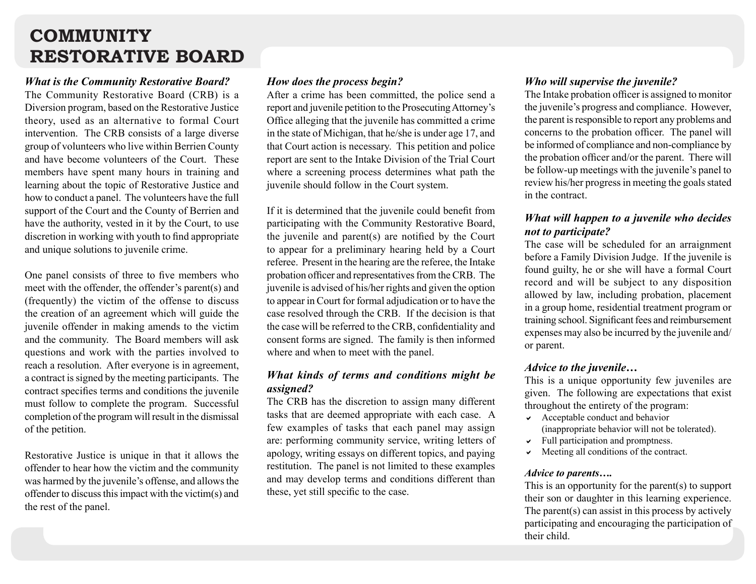# COMMUNITY RESTORATIVE BOARD

### *What is the Community Restorative Board?*

The Community Restorative Board (CRB) is a Diversion program, based on the Restorative Justice theory, used as an alternative to formal Court intervention. The CRB consists of a large diverse group of volunteers who live within Berrien County and have become volunteers of the Court. These members have spent many hours in training and learning about the topic of Restorative Justice and how to conduct a panel. The volunteers have the full support of the Court and the County of Berrien and have the authority, vested in it by the Court, to use discretion in working with youth to find appropriate and unique solutions to juvenile crime.

One panel consists of three to five members who meet with the offender, the offender's parent(s) and (frequently) the victim of the offense to discuss the creation of an agreement which will guide the juvenile offender in making amends to the victim and the community. The Board members will ask questions and work with the parties involved to reach a resolution. After everyone is in agreement, a contract is signed by the meeting participants. The contract specifies terms and conditions the juvenile must follow to complete the program. Successful completion of the program will result in the dismissal of the petition.

Restorative Justice is unique in that it allows the offender to hear how the victim and the community was harmed by the juvenile's offense, and allows the offender to discuss this impact with the victim(s) and the rest of the panel.

### *How does the process begin?*

After a crime has been committed, the police send a report and juvenile petition to the Prosecuting Attorney's Office alleging that the juvenile has committed a crime in the state of Michigan, that he/she is under age 17, and that Court action is necessary. This petition and police report are sent to the Intake Division of the Trial Court where a screening process determines what path the juvenile should follow in the Court system.

If it is determined that the juvenile could benefit from participating with the Community Restorative Board, the juvenile and parent(s) are notified by the Court to appear for a preliminary hearing held by a Court referee. Present in the hearing are the referee, the Intake probation officer and representatives from the CRB. The juvenile is advised of his/her rights and given the option to appear in Court for formal adjudication or to have the case resolved through the CRB. If the decision is that the case will be referred to the CRB, confidentiality and consent forms are signed. The family is then informed where and when to meet with the panel.

### *What kinds of terms and conditions might be assigned?*

The CRB has the discretion to assign many different tasks that are deemed appropriate with each case. A few examples of tasks that each panel may assign are: performing community service, writing letters of apology, writing essays on different topics, and paying restitution. The panel is not limited to these examples and may develop terms and conditions different than these, yet still specific to the case.

### *Who will supervise the juvenile?*

The Intake probation officer is assigned to monitor the juvenile's progress and compliance. However, the parent is responsible to report any problems and concerns to the probation officer. The panel will be informed of compliance and non-compliance by the probation officer and/or the parent. There will be follow-up meetings with the juvenile's panel to review his/her progress in meeting the goals stated in the contract.

### *What will happen to a juvenile who decides not to participate?*

The case will be scheduled for an arraignment before a Family Division Judge. If the juvenile is found guilty, he or she will have a formal Court record and will be subject to any disposition allowed by law, including probation, placement in a group home, residential treatment program or training school. Significant fees and reimbursement expenses may also be incurred by the juvenile and/or parent.

### *Advice to the juvenile…*

This is a unique opportunity few juveniles are given. The following are expectations that exist throughout the entirety of the program:

- Acceptable conduct and behavior (inappropriate behavior will not be tolerated).
- Full participation and promptness.
- Meeting all conditions of the contract.

### *Advice to parents….*

This is an opportunity for the parent(s) to support their son or daughter in this learning experience. The parent(s) can assist in this process by actively participating and encouraging the participation of their child.